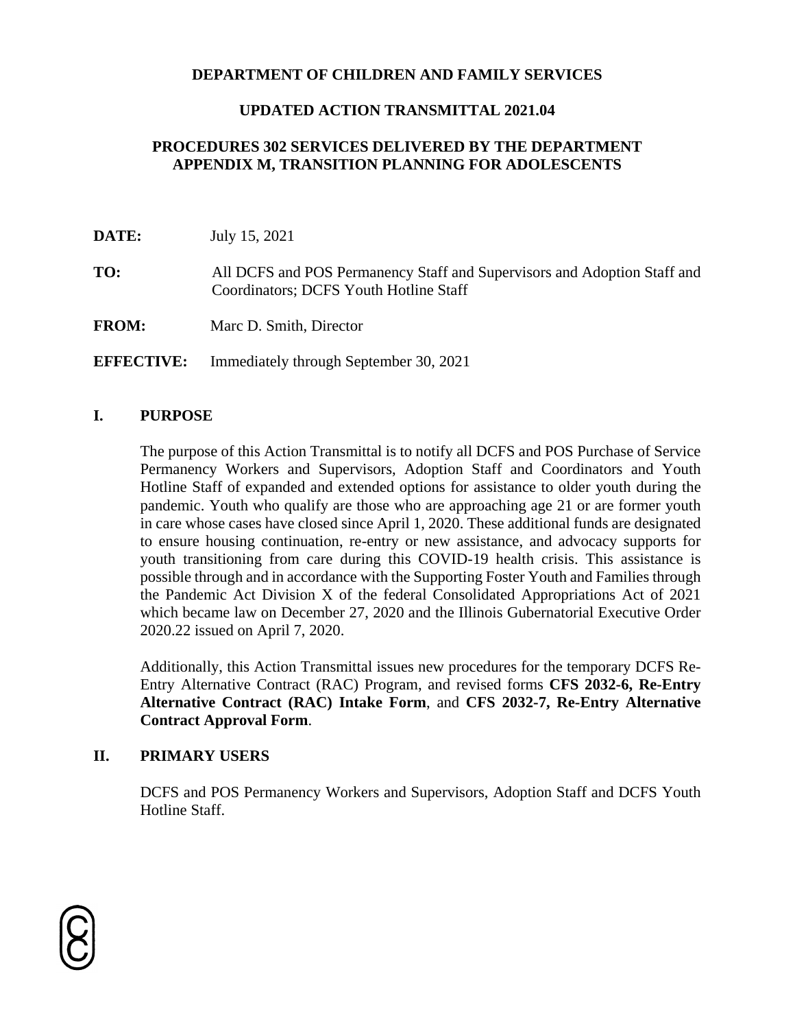**DEPARTMENT OF CHILDREN AND FAMILY SERVICES**

**UPDATED ACTION TRANSMITTAL 2021.04**

**PROCEDURES 302 SERVICES DELIVERED BY THE DEPARTMENT**
**APPENDIX M, TRANSITION PLANNING FOR ADOLESCENTS**

**DATE:** July 15, 2021

**TO:** All DCFS and POS Permanency Staff and Supervisors and Adoption Staff and Coordinators; DCFS Youth Hotline Staff

**FROM:** Marc D. Smith, Director

**EFFECTIVE:** Immediately through September 30, 2021

## I. PURPOSE

The purpose of this Action Transmittal is to notify all DCFS and POS Purchase of Service Permanency Workers and Supervisors, Adoption Staff and Coordinators and Youth Hotline Staff of expanded and extended options for assistance to older youth during the pandemic. Youth who qualify are those who are approaching age 21 or are former youth in care whose cases have closed since April 1, 2020. These additional funds are designated to ensure housing continuation, re-entry or new assistance, and advocacy supports for youth transitioning from care during this COVID-19 health crisis. This assistance is possible through and in accordance with the Supporting Foster Youth and Families through the Pandemic Act Division X of the federal Consolidated Appropriations Act of 2021 which became law on December 27, 2020 and the Illinois Gubernatorial Executive Order 2020.22 issued on April 7, 2020.

Additionally, this Action Transmittal issues new procedures for the temporary DCFS Re-Entry Alternative Contract (RAC) Program, and revised forms **CFS 2032-6, Re-Entry Alternative Contract (RAC) Intake Form**, and **CFS 2032-7, Re-Entry Alternative Contract Approval Form**.

## II. PRIMARY USERS

DCFS and POS Permanency Workers and Supervisors, Adoption Staff and DCFS Youth Hotline Staff.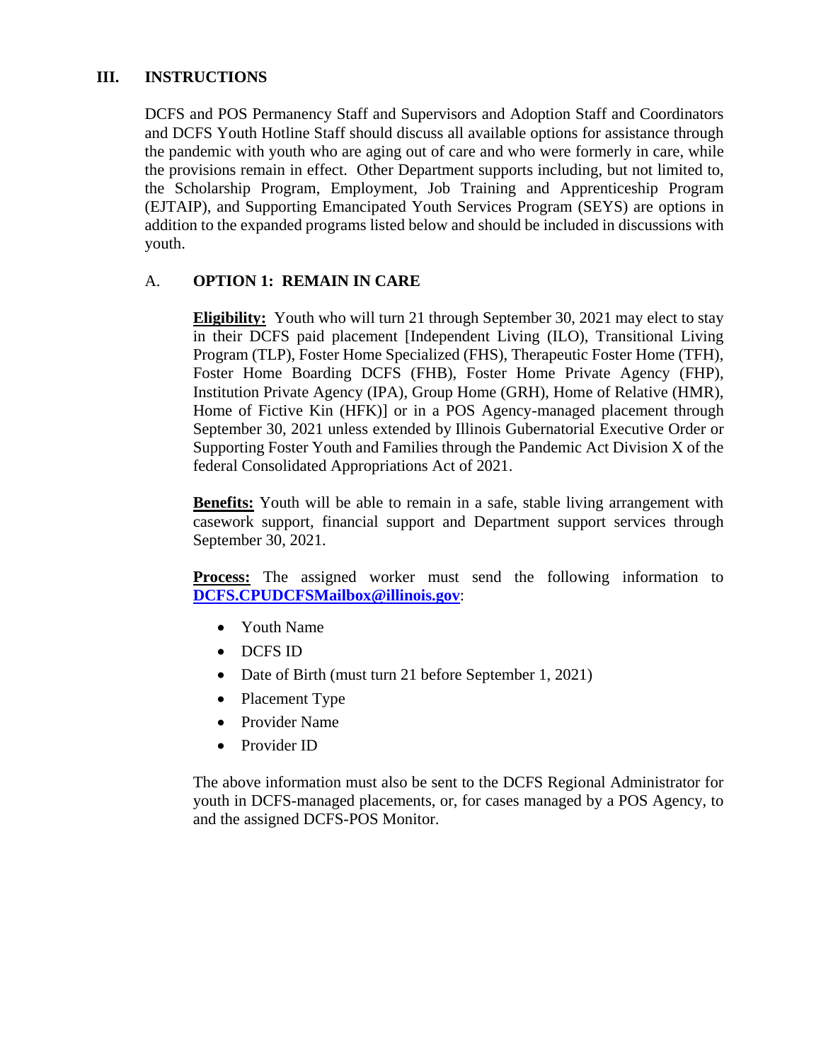## III. INSTRUCTIONS

DCFS and POS Permanency Staff and Supervisors and Adoption Staff and Coordinators and DCFS Youth Hotline Staff should discuss all available options for assistance through the pandemic with youth who are aging out of care and who were formerly in care, while the provisions remain in effect. Other Department supports including, but not limited to, the Scholarship Program, Employment, Job Training and Apprenticeship Program (EJTAIP), and Supporting Emancipated Youth Services Program (SEYS) are options in addition to the expanded programs listed below and should be included in discussions with youth.

### A. OPTION 1: REMAIN IN CARE

**Eligibility:** Youth who will turn 21 through September 30, 2021 may elect to stay in their DCFS paid placement [Independent Living (ILO), Transitional Living Program (TLP), Foster Home Specialized (FHS), Therapeutic Foster Home (TFH), Foster Home Boarding DCFS (FHB), Foster Home Private Agency (FHP), Institution Private Agency (IPA), Group Home (GRH), Home of Relative (HMR), Home of Fictive Kin (HFK)] or in a POS Agency-managed placement through September 30, 2021 unless extended by Illinois Gubernatorial Executive Order or Supporting Foster Youth and Families through the Pandemic Act Division X of the federal Consolidated Appropriations Act of 2021.

**Benefits:** Youth will be able to remain in a safe, stable living arrangement with casework support, financial support and Department support services through September 30, 2021.

**Process:** The assigned worker must send the following information to **DCFS.CPUDCFSMailbox@illinois.gov**:

- Youth Name
- DCFS ID
- Date of Birth (must turn 21 before September 1, 2021)
- Placement Type
- Provider Name
- Provider ID

The above information must also be sent to the DCFS Regional Administrator for youth in DCFS-managed placements, or, for cases managed by a POS Agency, to and the assigned DCFS-POS Monitor.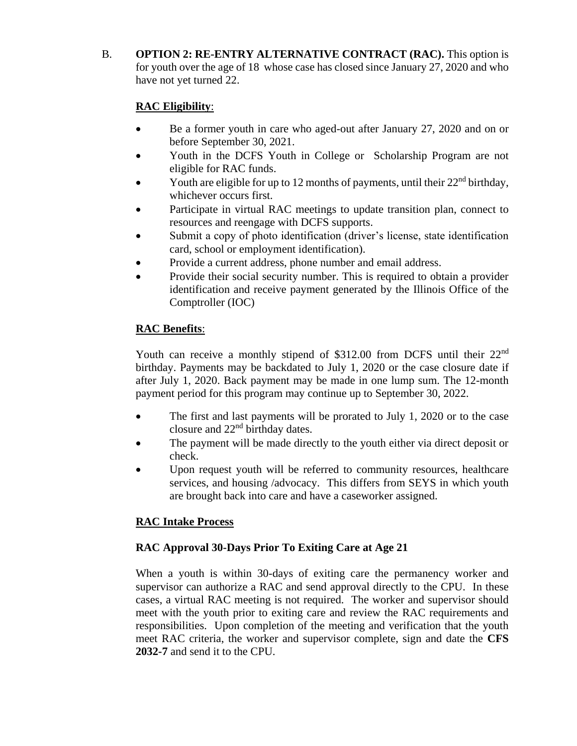B. **OPTION 2: RE-ENTRY ALTERNATIVE CONTRACT (RAC).** This option is for youth over the age of 18 whose case has closed since January 27, 2020 and who have not yet turned 22.

**RAC Eligibility**:

- Be a former youth in care who aged-out after January 27, 2020 and on or before September 30, 2021.
- Youth in the DCFS Youth in College or Scholarship Program are not eligible for RAC funds.
- Youth are eligible for up to 12 months of payments, until their 22nd birthday, whichever occurs first.
- Participate in virtual RAC meetings to update transition plan, connect to resources and reengage with DCFS supports.
- Submit a copy of photo identification (driver's license, state identification card, school or employment identification).
- Provide a current address, phone number and email address.
- Provide their social security number. This is required to obtain a provider identification and receive payment generated by the Illinois Office of the Comptroller (IOC)

**RAC Benefits**:

Youth can receive a monthly stipend of $312.00 from DCFS until their 22nd birthday. Payments may be backdated to July 1, 2020 or the case closure date if after July 1, 2020. Back payment may be made in one lump sum. The 12-month payment period for this program may continue up to September 30, 2022.

- The first and last payments will be prorated to July 1, 2020 or to the case closure and 22nd birthday dates.
- The payment will be made directly to the youth either via direct deposit or check.
- Upon request youth will be referred to community resources, healthcare services, and housing /advocacy. This differs from SEYS in which youth are brought back into care and have a caseworker assigned.

**RAC Intake Process**

**RAC Approval 30-Days Prior To Exiting Care at Age 21**

When a youth is within 30-days of exiting care the permanency worker and supervisor can authorize a RAC and send approval directly to the CPU. In these cases, a virtual RAC meeting is not required. The worker and supervisor should meet with the youth prior to exiting care and review the RAC requirements and responsibilities. Upon completion of the meeting and verification that the youth meet RAC criteria, the worker and supervisor complete, sign and date the **CFS 2032-7** and send it to the CPU.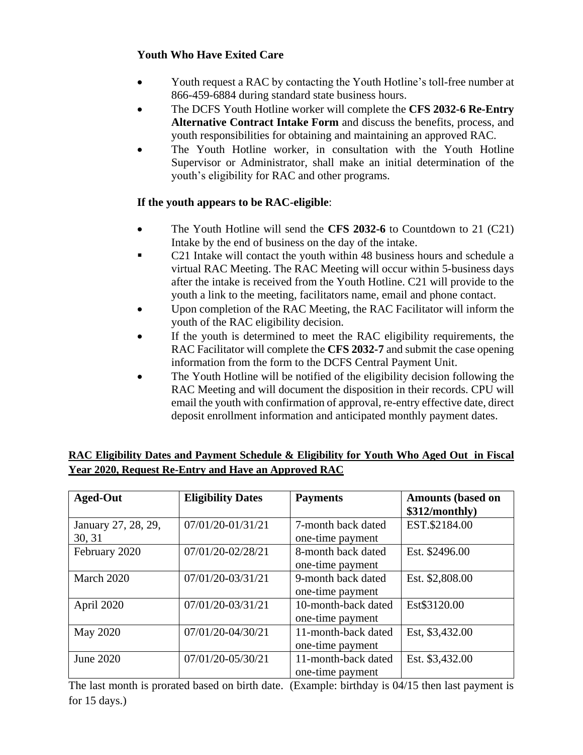**Youth Who Have Exited Care**

- Youth request a RAC by contacting the Youth Hotline's toll-free number at 866-459-6884 during standard state business hours.
- The DCFS Youth Hotline worker will complete the **CFS 2032-6 Re-Entry Alternative Contract Intake Form** and discuss the benefits, process, and youth responsibilities for obtaining and maintaining an approved RAC.
- The Youth Hotline worker, in consultation with the Youth Hotline Supervisor or Administrator, shall make an initial determination of the youth's eligibility for RAC and other programs.

**If the youth appears to be RAC-eligible**:

- The Youth Hotline will send the **CFS 2032-6** to Countdown to 21 (C21) Intake by the end of business on the day of the intake.
- C21 Intake will contact the youth within 48 business hours and schedule a virtual RAC Meeting. The RAC Meeting will occur within 5-business days after the intake is received from the Youth Hotline. C21 will provide to the youth a link to the meeting, facilitators name, email and phone contact.
- Upon completion of the RAC Meeting, the RAC Facilitator will inform the youth of the RAC eligibility decision.
- If the youth is determined to meet the RAC eligibility requirements, the RAC Facilitator will complete the **CFS 2032-7** and submit the case opening information from the form to the DCFS Central Payment Unit.
- The Youth Hotline will be notified of the eligibility decision following the RAC Meeting and will document the disposition in their records. CPU will email the youth with confirmation of approval, re-entry effective date, direct deposit enrollment information and anticipated monthly payment dates.

**<u>RAC Eligibility Dates and Payment Schedule & Eligibility for Youth Who Aged Out in Fiscal Year 2020, Request Re-Entry and Have an Approved RAC</u>**

| Aged-Out | Eligibility Dates | Payments | Amounts (based on $312/monthly) |
|---|---|---|---|
| January 27, 28, 29, 30, 31 | 07/01/20-01/31/21 | 7-month back dated one-time payment | EST.$2184.00 |
| February 2020 | 07/01/20-02/28/21 | 8-month back dated one-time payment | Est. $2496.00 |
| March 2020 | 07/01/20-03/31/21 | 9-month back dated one-time payment | Est. $2,808.00 |
| April 2020 | 07/01/20-03/31/21 | 10-month-back dated one-time payment | Est$3120.00 |
| May 2020 | 07/01/20-04/30/21 | 11-month-back dated one-time payment | Est, $3,432.00 |
| June 2020 | 07/01/20-05/30/21 | 11-month-back dated one-time payment | Est. $3,432.00 |

The last month is prorated based on birth date. (Example: birthday is 04/15 then last payment is for 15 days.)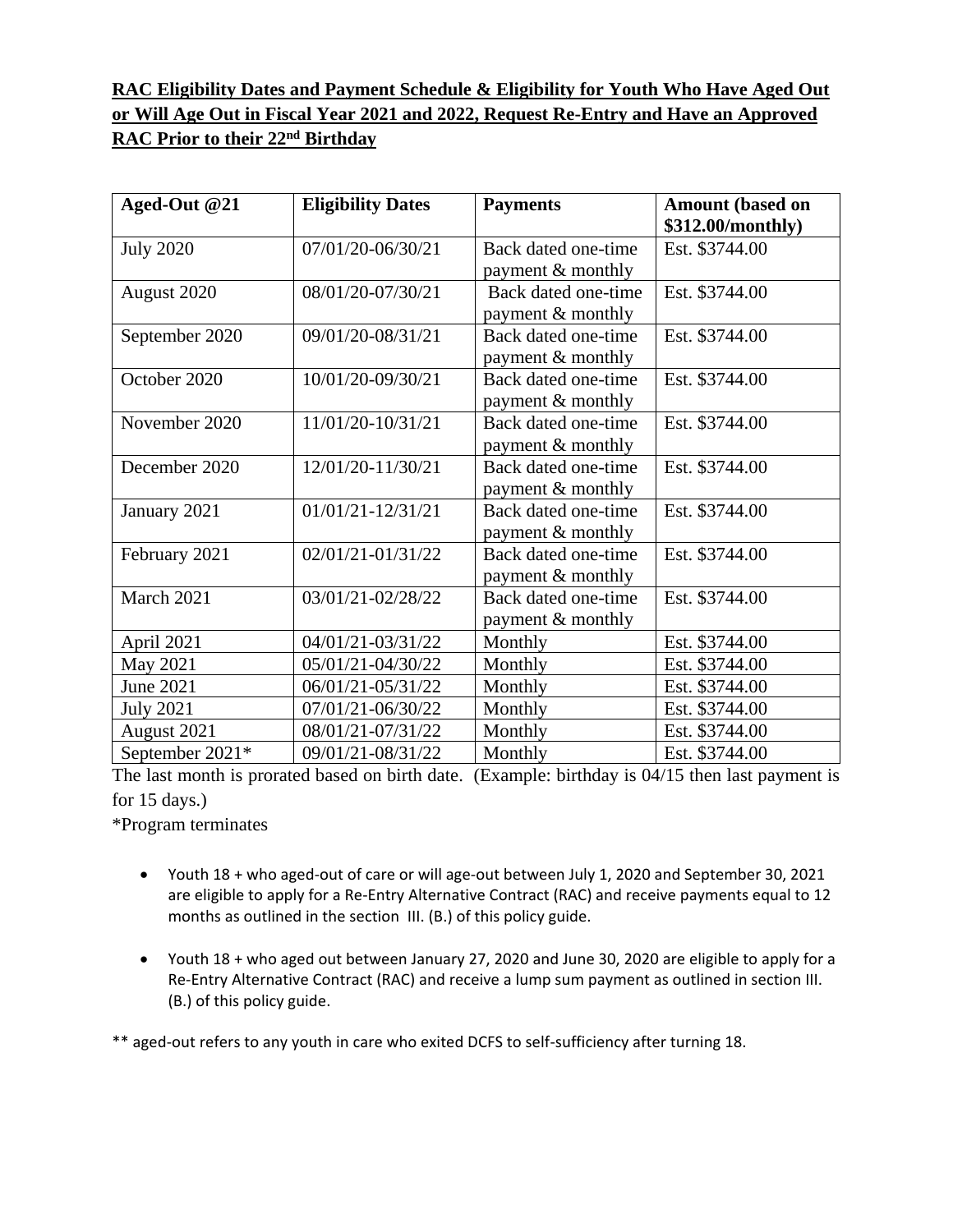**RAC Eligibility Dates and Payment Schedule & Eligibility for Youth Who Have Aged Out or Will Age Out in Fiscal Year 2021 and 2022, Request Re-Entry and Have an Approved RAC Prior to their 22nd Birthday**

| Aged-Out @21 | Eligibility Dates | Payments | Amount (based on $312.00/monthly) |
|---|---|---|---|
| July 2020 | 07/01/20-06/30/21 | Back dated one-time payment & monthly | Est. $3744.00 |
| August 2020 | 08/01/20-07/30/21 | Back dated one-time payment & monthly | Est. $3744.00 |
| September 2020 | 09/01/20-08/31/21 | Back dated one-time payment & monthly | Est. $3744.00 |
| October 2020 | 10/01/20-09/30/21 | Back dated one-time payment & monthly | Est. $3744.00 |
| November 2020 | 11/01/20-10/31/21 | Back dated one-time payment & monthly | Est. $3744.00 |
| December 2020 | 12/01/20-11/30/21 | Back dated one-time payment & monthly | Est. $3744.00 |
| January 2021 | 01/01/21-12/31/21 | Back dated one-time payment & monthly | Est. $3744.00 |
| February 2021 | 02/01/21-01/31/22 | Back dated one-time payment & monthly | Est. $3744.00 |
| March 2021 | 03/01/21-02/28/22 | Back dated one-time payment & monthly | Est. $3744.00 |
| April 2021 | 04/01/21-03/31/22 | Monthly | Est. $3744.00 |
| May 2021 | 05/01/21-04/30/22 | Monthly | Est. $3744.00 |
| June 2021 | 06/01/21-05/31/22 | Monthly | Est. $3744.00 |
| July 2021 | 07/01/21-06/30/22 | Monthly | Est. $3744.00 |
| August 2021 | 08/01/21-07/31/22 | Monthly | Est. $3744.00 |
| September 2021* | 09/01/21-08/31/22 | Monthly | Est. $3744.00 |

The last month is prorated based on birth date. (Example: birthday is 04/15 then last payment is for 15 days.)

*Program terminates

- Youth 18 + who aged-out of care or will age-out between July 1, 2020 and September 30, 2021 are eligible to apply for a Re-Entry Alternative Contract (RAC) and receive payments equal to 12 months as outlined in the section III. (B.) of this policy guide.

- Youth 18 + who aged out between January 27, 2020 and June 30, 2020 are eligible to apply for a Re-Entry Alternative Contract (RAC) and receive a lump sum payment as outlined in section III. (B.) of this policy guide.

** aged-out refers to any youth in care who exited DCFS to self-sufficiency after turning 18.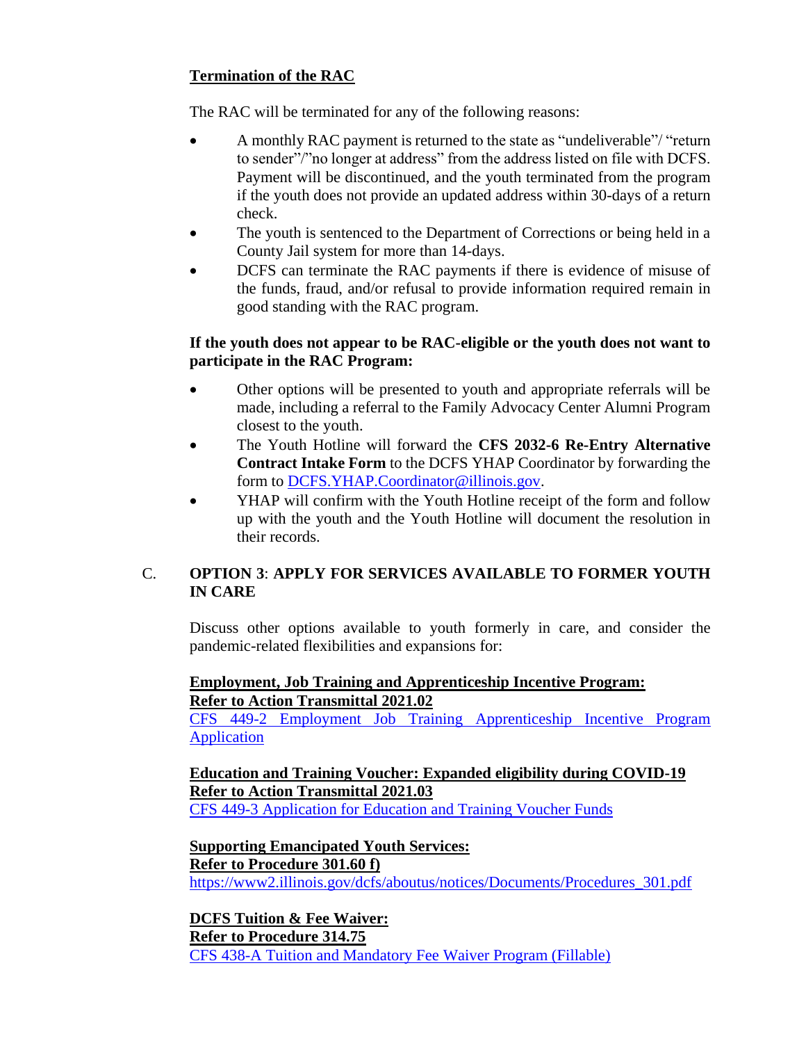**Termination of the RAC**

The RAC will be terminated for any of the following reasons:

- A monthly RAC payment is returned to the state as "undeliverable"/ "return to sender"/"no longer at address" from the address listed on file with DCFS. Payment will be discontinued, and the youth terminated from the program if the youth does not provide an updated address within 30-days of a return check.
- The youth is sentenced to the Department of Corrections or being held in a County Jail system for more than 14-days.
- DCFS can terminate the RAC payments if there is evidence of misuse of the funds, fraud, and/or refusal to provide information required remain in good standing with the RAC program.

**If the youth does not appear to be RAC-eligible or the youth does not want to participate in the RAC Program:**

- Other options will be presented to youth and appropriate referrals will be made, including a referral to the Family Advocacy Center Alumni Program closest to the youth.
- The Youth Hotline will forward the **CFS 2032-6 Re-Entry Alternative Contract Intake Form** to the DCFS YHAP Coordinator by forwarding the form to DCFS.YHAP.Coordinator@illinois.gov.
- YHAP will confirm with the Youth Hotline receipt of the form and follow up with the youth and the Youth Hotline will document the resolution in their records.

C. **OPTION 3**: **APPLY FOR SERVICES AVAILABLE TO FORMER YOUTH IN CARE**

Discuss other options available to youth formerly in care, and consider the pandemic-related flexibilities and expansions for:

**Employment, Job Training and Apprenticeship Incentive Program:**
**Refer to Action Transmittal 2021.02**
CFS 449-2 Employment Job Training Apprenticeship Incentive Program Application

**Education and Training Voucher: Expanded eligibility during COVID-19**
**Refer to Action Transmittal 2021.03**
CFS 449-3 Application for Education and Training Voucher Funds

**Supporting Emancipated Youth Services:**
**Refer to Procedure 301.60 f)**
https://www2.illinois.gov/dcfs/aboutus/notices/Documents/Procedures_301.pdf

**DCFS Tuition & Fee Waiver:**
**Refer to Procedure 314.75**
CFS 438-A Tuition and Mandatory Fee Waiver Program (Fillable)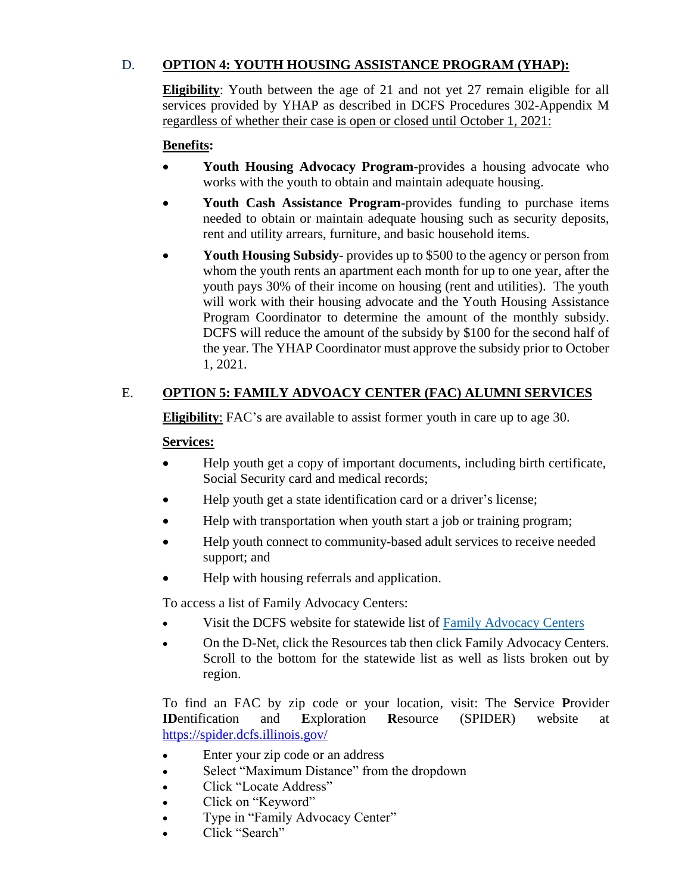## D. OPTION 4: YOUTH HOUSING ASSISTANCE PROGRAM (YHAP):

**Eligibility**: Youth between the age of 21 and not yet 27 remain eligible for all services provided by YHAP as described in DCFS Procedures 302-Appendix M regardless of whether their case is open or closed until October 1, 2021:

**Benefits:**

- **Youth Housing Advocacy Program**-provides a housing advocate who works with the youth to obtain and maintain adequate housing.
- **Youth Cash Assistance Program-**provides funding to purchase items needed to obtain or maintain adequate housing such as security deposits, rent and utility arrears, furniture, and basic household items.
- **Youth Housing Subsidy**- provides up to $500 to the agency or person from whom the youth rents an apartment each month for up to one year, after the youth pays 30% of their income on housing (rent and utilities). The youth will work with their housing advocate and the Youth Housing Assistance Program Coordinator to determine the amount of the monthly subsidy. DCFS will reduce the amount of the subsidy by $100 for the second half of the year. The YHAP Coordinator must approve the subsidy prior to October 1, 2021.

## E. OPTION 5: FAMILY ADVOACY CENTER (FAC) ALUMNI SERVICES

**Eligibility**: FAC's are available to assist former youth in care up to age 30.

**Services:**

- Help youth get a copy of important documents, including birth certificate, Social Security card and medical records;
- Help youth get a state identification card or a driver's license;
- Help with transportation when youth start a job or training program;
- Help youth connect to community-based adult services to receive needed support; and
- Help with housing referrals and application.

To access a list of Family Advocacy Centers:

- Visit the DCFS website for statewide list of Family Advocacy Centers
- On the D-Net, click the Resources tab then click Family Advocacy Centers. Scroll to the bottom for the statewide list as well as lists broken out by region.

To find an FAC by zip code or your location, visit: The **S**ervice **P**rovider **ID**entification and **E**xploration **R**esource (SPIDER) website at https://spider.dcfs.illinois.gov/

- Enter your zip code or an address
- Select "Maximum Distance" from the dropdown
- Click "Locate Address"
- Click on "Keyword"
- Type in "Family Advocacy Center"
- Click "Search"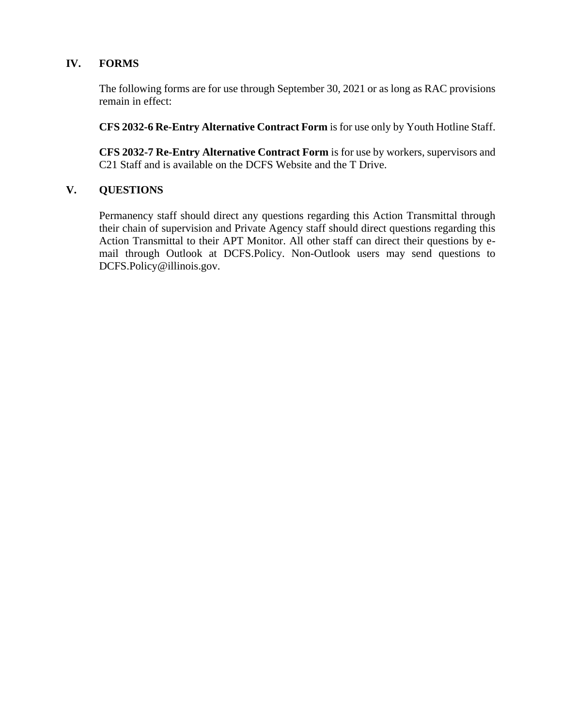## IV. FORMS

The following forms are for use through September 30, 2021 or as long as RAC provisions remain in effect:

**CFS 2032-6 Re-Entry Alternative Contract Form** is for use only by Youth Hotline Staff.

**CFS 2032-7 Re-Entry Alternative Contract Form** is for use by workers, supervisors and C21 Staff and is available on the DCFS Website and the T Drive.

## V. QUESTIONS

Permanency staff should direct any questions regarding this Action Transmittal through their chain of supervision and Private Agency staff should direct questions regarding this Action Transmittal to their APT Monitor. All other staff can direct their questions by e-mail through Outlook at DCFS.Policy. Non-Outlook users may send questions to DCFS.Policy@illinois.gov.